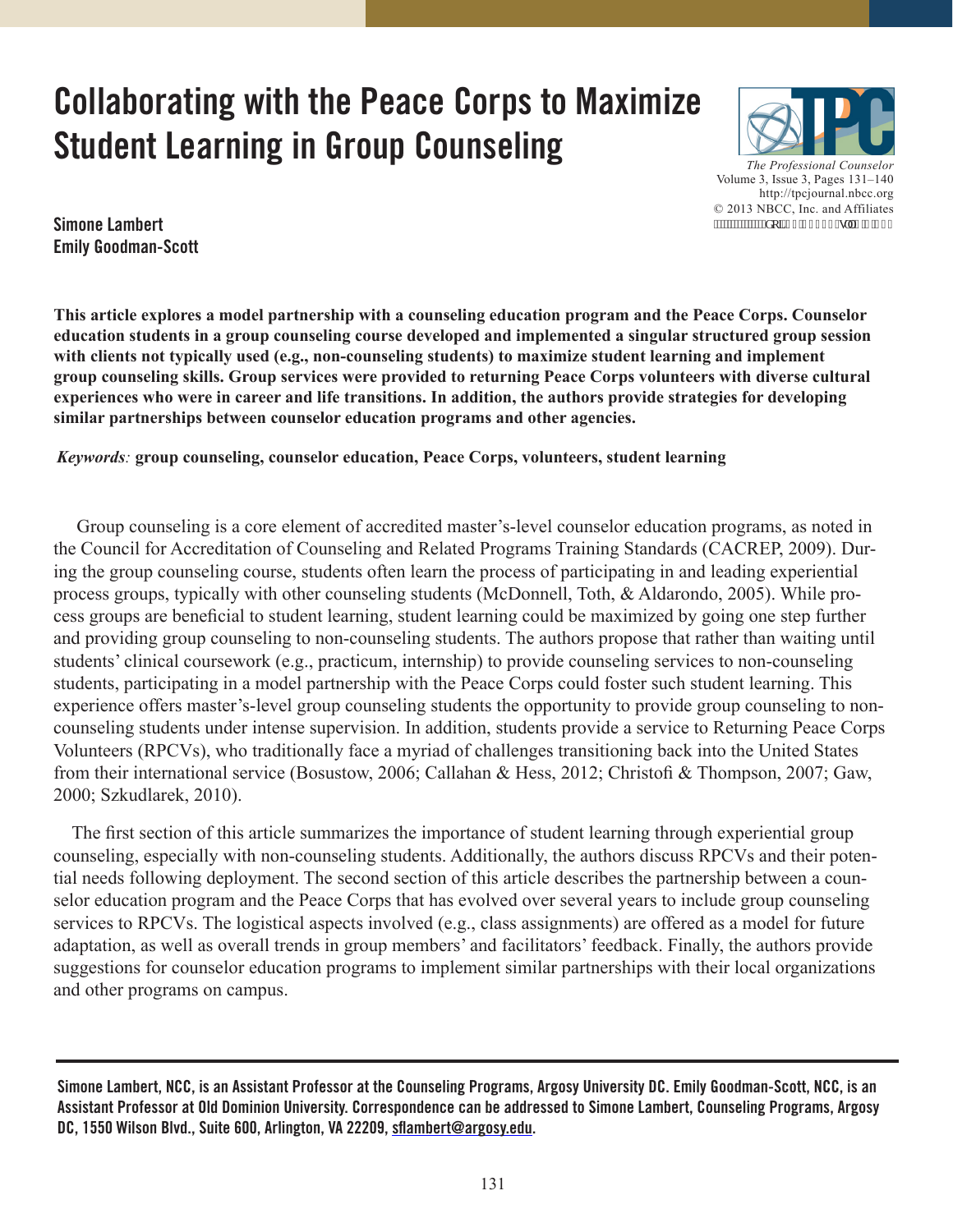# Collaborating with the Peace Corps to Maximize Student Learning in Group Counseling

**Simone Lambert**
**Emily Goodman-Scott**

**This article explores a model partnership with a counseling education program and the Peace Corps. Counselor education students in a group counseling course developed and implemented a singular structured group session with clients not typically used (e.g., non-counseling students) to maximize student learning and implement group counseling skills. Group services were provided to returning Peace Corps volunteers with diverse cultural experiences who were in career and life transitions. In addition, the authors provide strategies for developing similar partnerships between counselor education programs and other agencies.**

*Keywords:* **group counseling, counselor education, Peace Corps, volunteers, student learning**

Group counseling is a core element of accredited master's-level counselor education programs, as noted in the Council for Accreditation of Counseling and Related Programs Training Standards (CACREP, 2009). During the group counseling course, students often learn the process of participating in and leading experiential process groups, typically with other counseling students (McDonnell, Toth, & Aldarondo, 2005). While process groups are beneficial to student learning, student learning could be maximized by going one step further and providing group counseling to non-counseling students. The authors propose that rather than waiting until students' clinical coursework (e.g., practicum, internship) to provide counseling services to non-counseling students, participating in a model partnership with the Peace Corps could foster such student learning. This experience offers master's-level group counseling students the opportunity to provide group counseling to non-counseling students under intense supervision. In addition, students provide a service to Returning Peace Corps Volunteers (RPCVs), who traditionally face a myriad of challenges transitioning back into the United States from their international service (Bosustow, 2006; Callahan & Hess, 2012; Christofi & Thompson, 2007; Gaw, 2000; Szkudlarek, 2010).

The first section of this article summarizes the importance of student learning through experiential group counseling, especially with non-counseling students. Additionally, the authors discuss RPCVs and their potential needs following deployment. The second section of this article describes the partnership between a counselor education program and the Peace Corps that has evolved over several years to include group counseling services to RPCVs. The logistical aspects involved (e.g., class assignments) are offered as a model for future adaptation, as well as overall trends in group members' and facilitators' feedback. Finally, the authors provide suggestions for counselor education programs to implement similar partnerships with their local organizations and other programs on campus.

---

**Simone Lambert, NCC, is an Assistant Professor at the Counseling Programs, Argosy University DC. Emily Goodman-Scott, NCC, is an Assistant Professor at Old Dominion University. Correspondence can be addressed to Simone Lambert, Counseling Programs, Argosy DC, 1550 Wilson Blvd., Suite 600, Arlington, VA 22209, sflambert@argosy.edu.**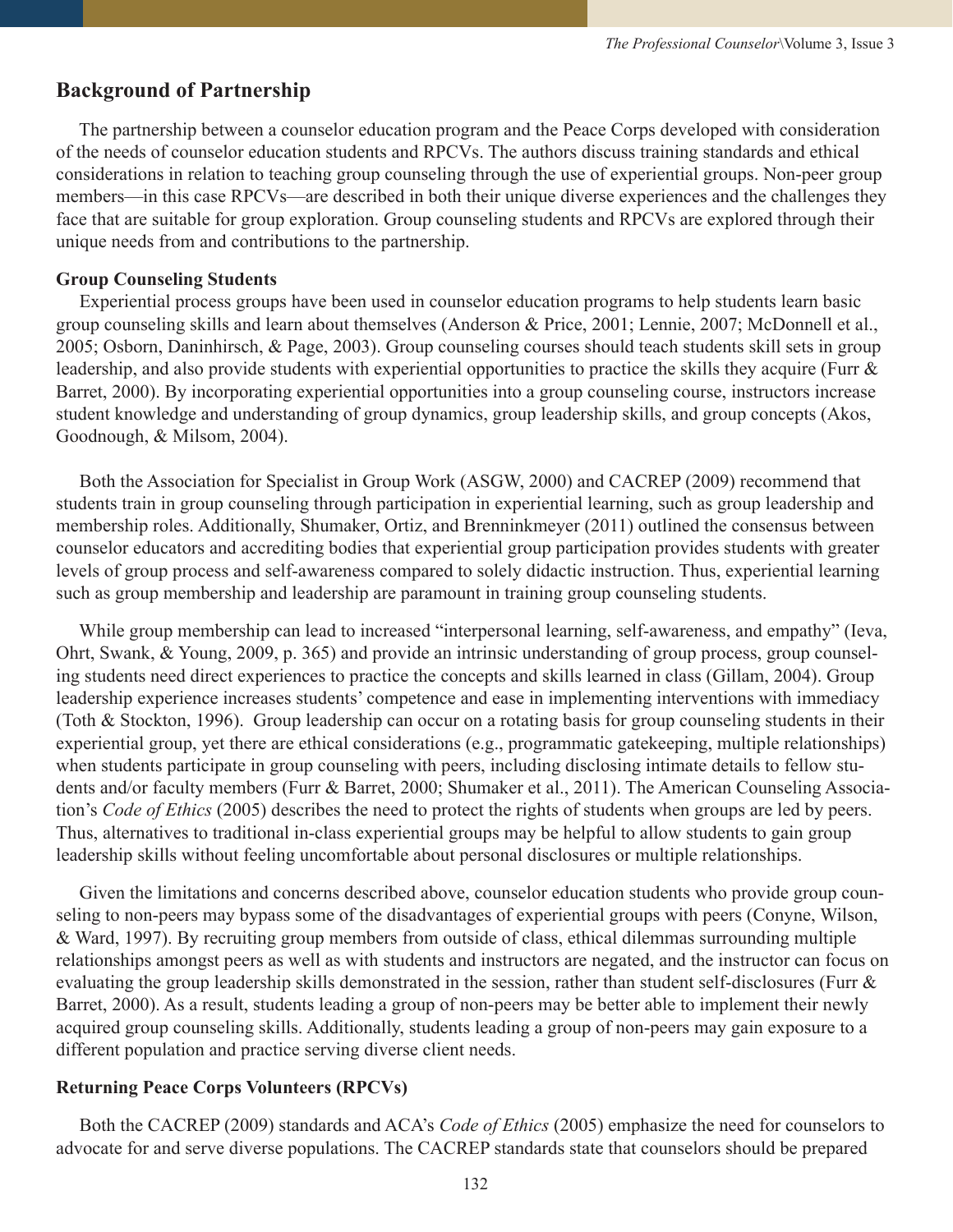## Background of Partnership

The partnership between a counselor education program and the Peace Corps developed with consideration of the needs of counselor education students and RPCVs. The authors discuss training standards and ethical considerations in relation to teaching group counseling through the use of experiential groups. Non-peer group members—in this case RPCVs—are described in both their unique diverse experiences and the challenges they face that are suitable for group exploration. Group counseling students and RPCVs are explored through their unique needs from and contributions to the partnership.

### Group Counseling Students

Experiential process groups have been used in counselor education programs to help students learn basic group counseling skills and learn about themselves (Anderson & Price, 2001; Lennie, 2007; McDonnell et al., 2005; Osborn, Daninhirsch, & Page, 2003). Group counseling courses should teach students skill sets in group leadership, and also provide students with experiential opportunities to practice the skills they acquire (Furr & Barret, 2000). By incorporating experiential opportunities into a group counseling course, instructors increase student knowledge and understanding of group dynamics, group leadership skills, and group concepts (Akos, Goodnough, & Milsom, 2004).

Both the Association for Specialist in Group Work (ASGW, 2000) and CACREP (2009) recommend that students train in group counseling through participation in experiential learning, such as group leadership and membership roles. Additionally, Shumaker, Ortiz, and Brenninkmeyer (2011) outlined the consensus between counselor educators and accrediting bodies that experiential group participation provides students with greater levels of group process and self-awareness compared to solely didactic instruction. Thus, experiential learning such as group membership and leadership are paramount in training group counseling students.

While group membership can lead to increased "interpersonal learning, self-awareness, and empathy" (Ieva, Ohrt, Swank, & Young, 2009, p. 365) and provide an intrinsic understanding of group process, group counseling students need direct experiences to practice the concepts and skills learned in class (Gillam, 2004). Group leadership experience increases students' competence and ease in implementing interventions with immediacy (Toth & Stockton, 1996). Group leadership can occur on a rotating basis for group counseling students in their experiential group, yet there are ethical considerations (e.g., programmatic gatekeeping, multiple relationships) when students participate in group counseling with peers, including disclosing intimate details to fellow students and/or faculty members (Furr & Barret, 2000; Shumaker et al., 2011). The American Counseling Association's *Code of Ethics* (2005) describes the need to protect the rights of students when groups are led by peers. Thus, alternatives to traditional in-class experiential groups may be helpful to allow students to gain group leadership skills without feeling uncomfortable about personal disclosures or multiple relationships.

Given the limitations and concerns described above, counselor education students who provide group counseling to non-peers may bypass some of the disadvantages of experiential groups with peers (Conyne, Wilson, & Ward, 1997). By recruiting group members from outside of class, ethical dilemmas surrounding multiple relationships amongst peers as well as with students and instructors are negated, and the instructor can focus on evaluating the group leadership skills demonstrated in the session, rather than student self-disclosures (Furr & Barret, 2000). As a result, students leading a group of non-peers may be better able to implement their newly acquired group counseling skills. Additionally, students leading a group of non-peers may gain exposure to a different population and practice serving diverse client needs.

### Returning Peace Corps Volunteers (RPCVs)

Both the CACREP (2009) standards and ACA's *Code of Ethics* (2005) emphasize the need for counselors to advocate for and serve diverse populations. The CACREP standards state that counselors should be prepared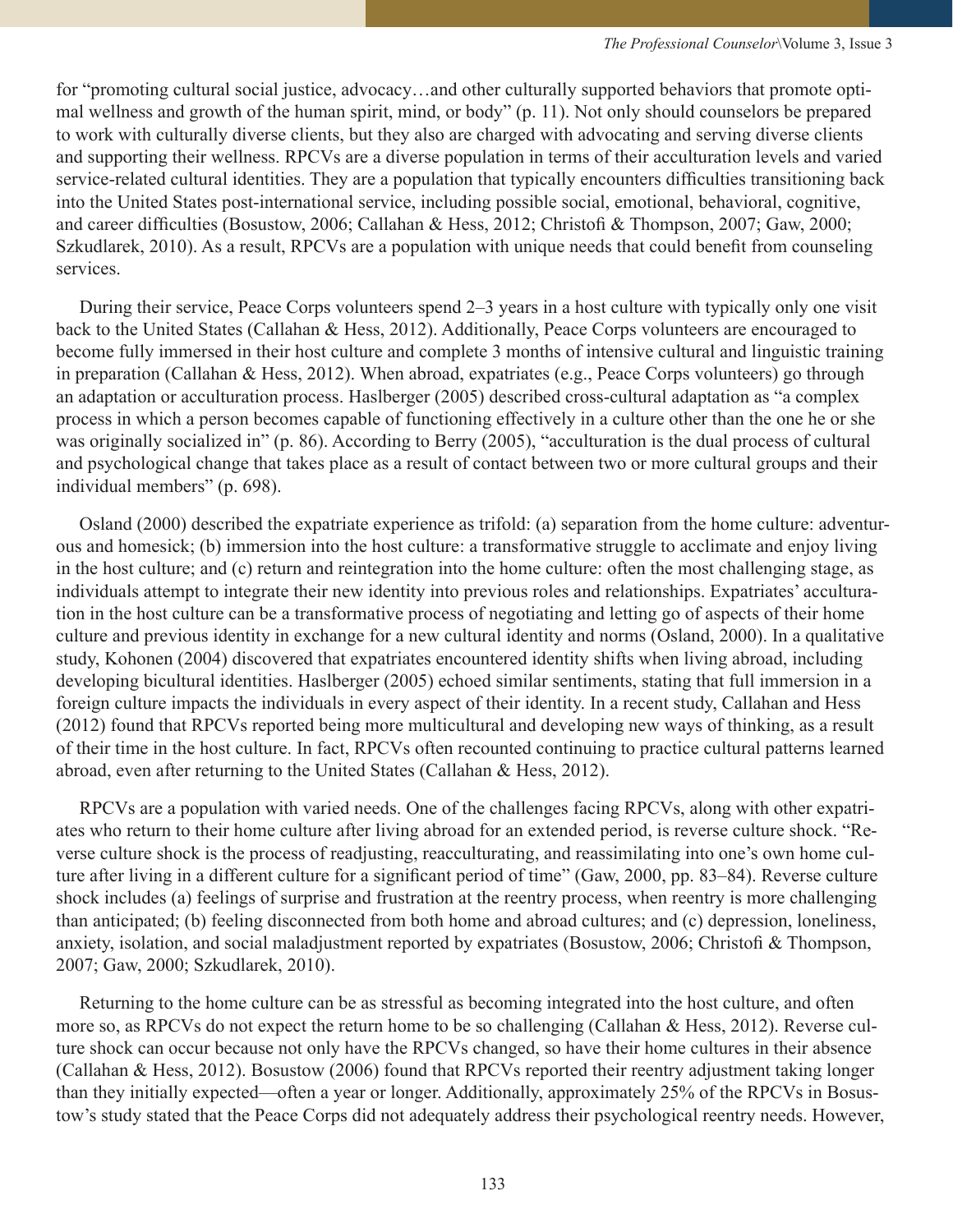for "promoting cultural social justice, advocacy…and other culturally supported behaviors that promote optimal wellness and growth of the human spirit, mind, or body" (p. 11). Not only should counselors be prepared to work with culturally diverse clients, but they also are charged with advocating and serving diverse clients and supporting their wellness. RPCVs are a diverse population in terms of their acculturation levels and varied service-related cultural identities. They are a population that typically encounters difficulties transitioning back into the United States post-international service, including possible social, emotional, behavioral, cognitive, and career difficulties (Bosustow, 2006; Callahan & Hess, 2012; Christofi & Thompson, 2007; Gaw, 2000; Szkudlarek, 2010). As a result, RPCVs are a population with unique needs that could benefit from counseling services.

During their service, Peace Corps volunteers spend 2–3 years in a host culture with typically only one visit back to the United States (Callahan & Hess, 2012). Additionally, Peace Corps volunteers are encouraged to become fully immersed in their host culture and complete 3 months of intensive cultural and linguistic training in preparation (Callahan & Hess, 2012). When abroad, expatriates (e.g., Peace Corps volunteers) go through an adaptation or acculturation process. Haslberger (2005) described cross-cultural adaptation as "a complex process in which a person becomes capable of functioning effectively in a culture other than the one he or she was originally socialized in" (p. 86). According to Berry (2005), "acculturation is the dual process of cultural and psychological change that takes place as a result of contact between two or more cultural groups and their individual members" (p. 698).

Osland (2000) described the expatriate experience as trifold: (a) separation from the home culture: adventurous and homesick; (b) immersion into the host culture: a transformative struggle to acclimate and enjoy living in the host culture; and (c) return and reintegration into the home culture: often the most challenging stage, as individuals attempt to integrate their new identity into previous roles and relationships. Expatriates' acculturation in the host culture can be a transformative process of negotiating and letting go of aspects of their home culture and previous identity in exchange for a new cultural identity and norms (Osland, 2000). In a qualitative study, Kohonen (2004) discovered that expatriates encountered identity shifts when living abroad, including developing bicultural identities. Haslberger (2005) echoed similar sentiments, stating that full immersion in a foreign culture impacts the individuals in every aspect of their identity. In a recent study, Callahan and Hess (2012) found that RPCVs reported being more multicultural and developing new ways of thinking, as a result of their time in the host culture. In fact, RPCVs often recounted continuing to practice cultural patterns learned abroad, even after returning to the United States (Callahan & Hess, 2012).

RPCVs are a population with varied needs. One of the challenges facing RPCVs, along with other expatriates who return to their home culture after living abroad for an extended period, is reverse culture shock. "Reverse culture shock is the process of readjusting, reacculturating, and reassimilating into one's own home culture after living in a different culture for a significant period of time" (Gaw, 2000, pp. 83–84). Reverse culture shock includes (a) feelings of surprise and frustration at the reentry process, when reentry is more challenging than anticipated; (b) feeling disconnected from both home and abroad cultures; and (c) depression, loneliness, anxiety, isolation, and social maladjustment reported by expatriates (Bosustow, 2006; Christofi & Thompson, 2007; Gaw, 2000; Szkudlarek, 2010).

Returning to the home culture can be as stressful as becoming integrated into the host culture, and often more so, as RPCVs do not expect the return home to be so challenging (Callahan & Hess, 2012). Reverse culture shock can occur because not only have the RPCVs changed, so have their home cultures in their absence (Callahan & Hess, 2012). Bosustow (2006) found that RPCVs reported their reentry adjustment taking longer than they initially expected—often a year or longer. Additionally, approximately 25% of the RPCVs in Bosustow's study stated that the Peace Corps did not adequately address their psychological reentry needs. However,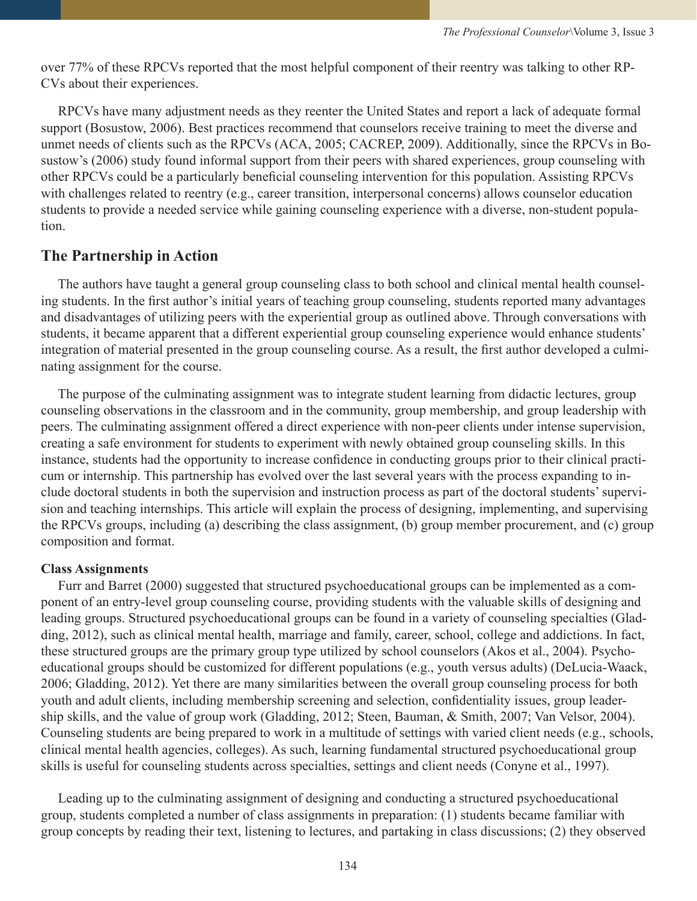over 77% of these RPCVs reported that the most helpful component of their reentry was talking to other RPCVs about their experiences.

RPCVs have many adjustment needs as they reenter the United States and report a lack of adequate formal support (Bosustow, 2006). Best practices recommend that counselors receive training to meet the diverse and unmet needs of clients such as the RPCVs (ACA, 2005; CACREP, 2009). Additionally, since the RPCVs in Bosustow's (2006) study found informal support from their peers with shared experiences, group counseling with other RPCVs could be a particularly beneficial counseling intervention for this population. Assisting RPCVs with challenges related to reentry (e.g., career transition, interpersonal concerns) allows counselor education students to provide a needed service while gaining counseling experience with a diverse, non-student population.

## The Partnership in Action

The authors have taught a general group counseling class to both school and clinical mental health counseling students. In the first author's initial years of teaching group counseling, students reported many advantages and disadvantages of utilizing peers with the experiential group as outlined above. Through conversations with students, it became apparent that a different experiential group counseling experience would enhance students' integration of material presented in the group counseling course. As a result, the first author developed a culminating assignment for the course.

The purpose of the culminating assignment was to integrate student learning from didactic lectures, group counseling observations in the classroom and in the community, group membership, and group leadership with peers. The culminating assignment offered a direct experience with non-peer clients under intense supervision, creating a safe environment for students to experiment with newly obtained group counseling skills. In this instance, students had the opportunity to increase confidence in conducting groups prior to their clinical practicum or internship. This partnership has evolved over the last several years with the process expanding to include doctoral students in both the supervision and instruction process as part of the doctoral students' supervision and teaching internships. This article will explain the process of designing, implementing, and supervising the RPCVs groups, including (a) describing the class assignment, (b) group member procurement, and (c) group composition and format.

### Class Assignments

Furr and Barret (2000) suggested that structured psychoeducational groups can be implemented as a component of an entry-level group counseling course, providing students with the valuable skills of designing and leading groups. Structured psychoeducational groups can be found in a variety of counseling specialties (Gladding, 2012), such as clinical mental health, marriage and family, career, school, college and addictions. In fact, these structured groups are the primary group type utilized by school counselors (Akos et al., 2004). Psychoeducational groups should be customized for different populations (e.g., youth versus adults) (DeLucia-Waack, 2006; Gladding, 2012). Yet there are many similarities between the overall group counseling process for both youth and adult clients, including membership screening and selection, confidentiality issues, group leadership skills, and the value of group work (Gladding, 2012; Steen, Bauman, & Smith, 2007; Van Velsor, 2004). Counseling students are being prepared to work in a multitude of settings with varied client needs (e.g., schools, clinical mental health agencies, colleges). As such, learning fundamental structured psychoeducational group skills is useful for counseling students across specialties, settings and client needs (Conyne et al., 1997).

Leading up to the culminating assignment of designing and conducting a structured psychoeducational group, students completed a number of class assignments in preparation: (1) students became familiar with group concepts by reading their text, listening to lectures, and partaking in class discussions; (2) they observed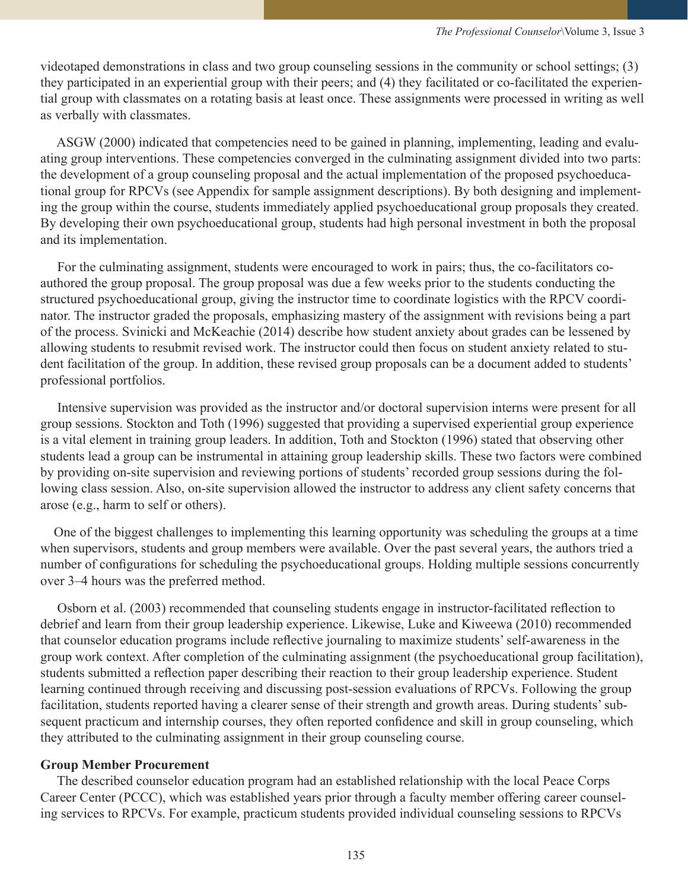videotaped demonstrations in class and two group counseling sessions in the community or school settings; (3) they participated in an experiential group with their peers; and (4) they facilitated or co-facilitated the experiential group with classmates on a rotating basis at least once. These assignments were processed in writing as well as verbally with classmates.

ASGW (2000) indicated that competencies need to be gained in planning, implementing, leading and evaluating group interventions. These competencies converged in the culminating assignment divided into two parts: the development of a group counseling proposal and the actual implementation of the proposed psychoeducational group for RPCVs (see Appendix for sample assignment descriptions). By both designing and implementing the group within the course, students immediately applied psychoeducational group proposals they created. By developing their own psychoeducational group, students had high personal investment in both the proposal and its implementation.

For the culminating assignment, students were encouraged to work in pairs; thus, the co-facilitators co-authored the group proposal. The group proposal was due a few weeks prior to the students conducting the structured psychoeducational group, giving the instructor time to coordinate logistics with the RPCV coordinator. The instructor graded the proposals, emphasizing mastery of the assignment with revisions being a part of the process. Svinicki and McKeachie (2014) describe how student anxiety about grades can be lessened by allowing students to resubmit revised work. The instructor could then focus on student anxiety related to student facilitation of the group. In addition, these revised group proposals can be a document added to students' professional portfolios.

Intensive supervision was provided as the instructor and/or doctoral supervision interns were present for all group sessions. Stockton and Toth (1996) suggested that providing a supervised experiential group experience is a vital element in training group leaders. In addition, Toth and Stockton (1996) stated that observing other students lead a group can be instrumental in attaining group leadership skills. These two factors were combined by providing on-site supervision and reviewing portions of students' recorded group sessions during the following class session. Also, on-site supervision allowed the instructor to address any client safety concerns that arose (e.g., harm to self or others).

One of the biggest challenges to implementing this learning opportunity was scheduling the groups at a time when supervisors, students and group members were available. Over the past several years, the authors tried a number of configurations for scheduling the psychoeducational groups. Holding multiple sessions concurrently over 3–4 hours was the preferred method.

Osborn et al. (2003) recommended that counseling students engage in instructor-facilitated reflection to debrief and learn from their group leadership experience. Likewise, Luke and Kiweewa (2010) recommended that counselor education programs include reflective journaling to maximize students' self-awareness in the group work context. After completion of the culminating assignment (the psychoeducational group facilitation), students submitted a reflection paper describing their reaction to their group leadership experience. Student learning continued through receiving and discussing post-session evaluations of RPCVs. Following the group facilitation, students reported having a clearer sense of their strength and growth areas. During students' subsequent practicum and internship courses, they often reported confidence and skill in group counseling, which they attributed to the culminating assignment in their group counseling course.

**Group Member Procurement**

The described counselor education program had an established relationship with the local Peace Corps Career Center (PCCC), which was established years prior through a faculty member offering career counseling services to RPCVs. For example, practicum students provided individual counseling sessions to RPCVs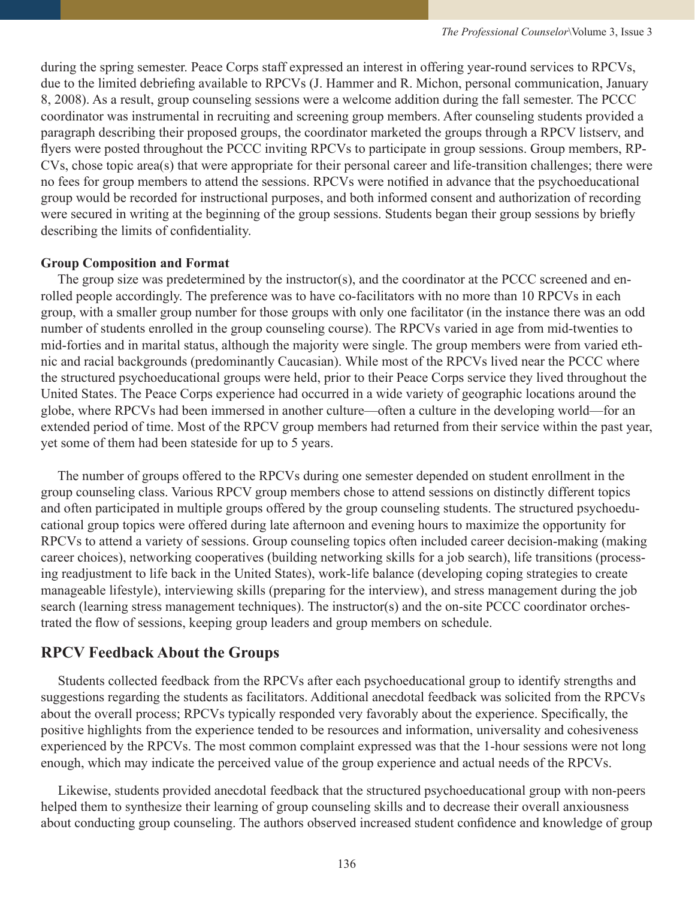during the spring semester. Peace Corps staff expressed an interest in offering year-round services to RPCVs, due to the limited debriefing available to RPCVs (J. Hammer and R. Michon, personal communication, January 8, 2008). As a result, group counseling sessions were a welcome addition during the fall semester. The PCCC coordinator was instrumental in recruiting and screening group members. After counseling students provided a paragraph describing their proposed groups, the coordinator marketed the groups through a RPCV listserv, and flyers were posted throughout the PCCC inviting RPCVs to participate in group sessions. Group members, RPCVs, chose topic area(s) that were appropriate for their personal career and life-transition challenges; there were no fees for group members to attend the sessions. RPCVs were notified in advance that the psychoeducational group would be recorded for instructional purposes, and both informed consent and authorization of recording were secured in writing at the beginning of the group sessions. Students began their group sessions by briefly describing the limits of confidentiality.

### Group Composition and Format

The group size was predetermined by the instructor(s), and the coordinator at the PCCC screened and enrolled people accordingly. The preference was to have co-facilitators with no more than 10 RPCVs in each group, with a smaller group number for those groups with only one facilitator (in the instance there was an odd number of students enrolled in the group counseling course). The RPCVs varied in age from mid-twenties to mid-forties and in marital status, although the majority were single. The group members were from varied ethnic and racial backgrounds (predominantly Caucasian). While most of the RPCVs lived near the PCCC where the structured psychoeducational groups were held, prior to their Peace Corps service they lived throughout the United States. The Peace Corps experience had occurred in a wide variety of geographic locations around the globe, where RPCVs had been immersed in another culture—often a culture in the developing world—for an extended period of time. Most of the RPCV group members had returned from their service within the past year, yet some of them had been stateside for up to 5 years.

The number of groups offered to the RPCVs during one semester depended on student enrollment in the group counseling class. Various RPCV group members chose to attend sessions on distinctly different topics and often participated in multiple groups offered by the group counseling students. The structured psychoeducational group topics were offered during late afternoon and evening hours to maximize the opportunity for RPCVs to attend a variety of sessions. Group counseling topics often included career decision-making (making career choices), networking cooperatives (building networking skills for a job search), life transitions (processing readjustment to life back in the United States), work-life balance (developing coping strategies to create manageable lifestyle), interviewing skills (preparing for the interview), and stress management during the job search (learning stress management techniques). The instructor(s) and the on-site PCCC coordinator orchestrated the flow of sessions, keeping group leaders and group members on schedule.

## RPCV Feedback About the Groups

Students collected feedback from the RPCVs after each psychoeducational group to identify strengths and suggestions regarding the students as facilitators. Additional anecdotal feedback was solicited from the RPCVs about the overall process; RPCVs typically responded very favorably about the experience. Specifically, the positive highlights from the experience tended to be resources and information, universality and cohesiveness experienced by the RPCVs. The most common complaint expressed was that the 1-hour sessions were not long enough, which may indicate the perceived value of the group experience and actual needs of the RPCVs.

Likewise, students provided anecdotal feedback that the structured psychoeducational group with non-peers helped them to synthesize their learning of group counseling skills and to decrease their overall anxiousness about conducting group counseling. The authors observed increased student confidence and knowledge of group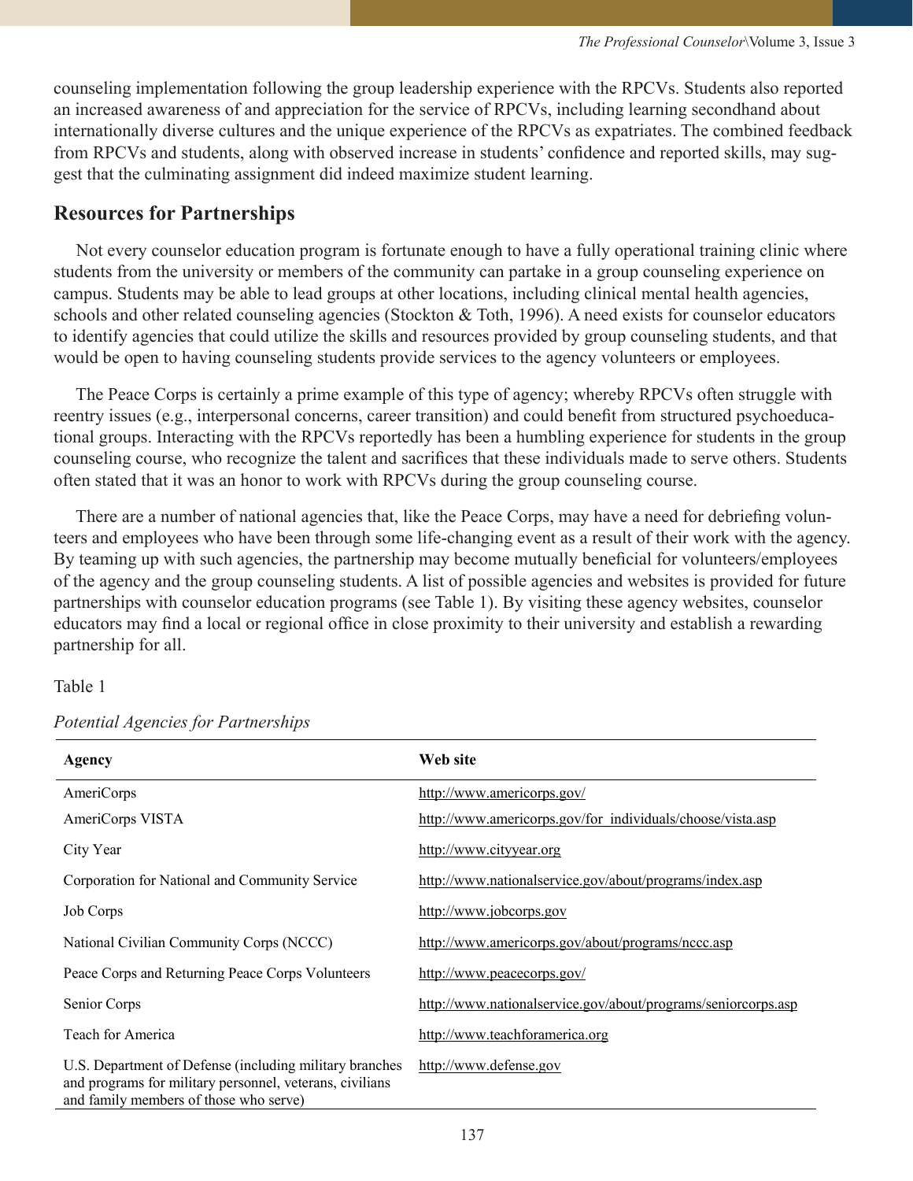counseling implementation following the group leadership experience with the RPCVs. Students also reported an increased awareness of and appreciation for the service of RPCVs, including learning secondhand about internationally diverse cultures and the unique experience of the RPCVs as expatriates. The combined feedback from RPCVs and students, along with observed increase in students' confidence and reported skills, may suggest that the culminating assignment did indeed maximize student learning.

## Resources for Partnerships

Not every counselor education program is fortunate enough to have a fully operational training clinic where students from the university or members of the community can partake in a group counseling experience on campus. Students may be able to lead groups at other locations, including clinical mental health agencies, schools and other related counseling agencies (Stockton & Toth, 1996). A need exists for counselor educators to identify agencies that could utilize the skills and resources provided by group counseling students, and that would be open to having counseling students provide services to the agency volunteers or employees.

The Peace Corps is certainly a prime example of this type of agency; whereby RPCVs often struggle with reentry issues (e.g., interpersonal concerns, career transition) and could benefit from structured psychoeducational groups. Interacting with the RPCVs reportedly has been a humbling experience for students in the group counseling course, who recognize the talent and sacrifices that these individuals made to serve others. Students often stated that it was an honor to work with RPCVs during the group counseling course.

There are a number of national agencies that, like the Peace Corps, may have a need for debriefing volunteers and employees who have been through some life-changing event as a result of their work with the agency. By teaming up with such agencies, the partnership may become mutually beneficial for volunteers/employees of the agency and the group counseling students. A list of possible agencies and websites is provided for future partnerships with counselor education programs (see Table 1). By visiting these agency websites, counselor educators may find a local or regional office in close proximity to their university and establish a rewarding partnership for all.

Table 1

*Potential Agencies for Partnerships*

| Agency | Web site |
|---|---|
| AmeriCorps | http://www.americorps.gov/ |
| AmeriCorps VISTA | http://www.americorps.gov/for_individuals/choose/vista.asp |
| City Year | http://www.cityyear.org |
| Corporation for National and Community Service | http://www.nationalservice.gov/about/programs/index.asp |
| Job Corps | http://www.jobcorps.gov |
| National Civilian Community Corps (NCCC) | http://www.americorps.gov/about/programs/nccc.asp |
| Peace Corps and Returning Peace Corps Volunteers | http://www.peacecorps.gov/ |
| Senior Corps | http://www.nationalservice.gov/about/programs/seniorcorps.asp |
| Teach for America | http://www.teachforamerica.org |
| U.S. Department of Defense (including military branches and programs for military personnel, veterans, civilians and family members of those who serve) | http://www.defense.gov |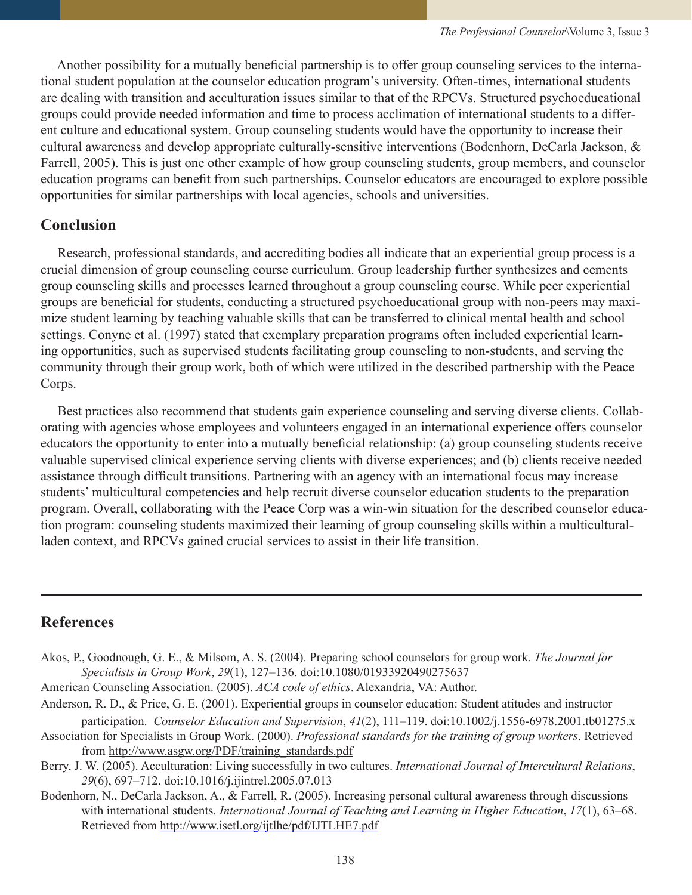Another possibility for a mutually beneficial partnership is to offer group counseling services to the international student population at the counselor education program's university. Often-times, international students are dealing with transition and acculturation issues similar to that of the RPCVs. Structured psychoeducational groups could provide needed information and time to process acclimation of international students to a different culture and educational system. Group counseling students would have the opportunity to increase their cultural awareness and develop appropriate culturally-sensitive interventions (Bodenhorn, DeCarla Jackson, & Farrell, 2005). This is just one other example of how group counseling students, group members, and counselor education programs can benefit from such partnerships. Counselor educators are encouraged to explore possible opportunities for similar partnerships with local agencies, schools and universities.

## Conclusion

Research, professional standards, and accrediting bodies all indicate that an experiential group process is a crucial dimension of group counseling course curriculum. Group leadership further synthesizes and cements group counseling skills and processes learned throughout a group counseling course. While peer experiential groups are beneficial for students, conducting a structured psychoeducational group with non-peers may maximize student learning by teaching valuable skills that can be transferred to clinical mental health and school settings. Conyne et al. (1997) stated that exemplary preparation programs often included experiential learning opportunities, such as supervised students facilitating group counseling to non-students, and serving the community through their group work, both of which were utilized in the described partnership with the Peace Corps.

Best practices also recommend that students gain experience counseling and serving diverse clients. Collaborating with agencies whose employees and volunteers engaged in an international experience offers counselor educators the opportunity to enter into a mutually beneficial relationship: (a) group counseling students receive valuable supervised clinical experience serving clients with diverse experiences; and (b) clients receive needed assistance through difficult transitions. Partnering with an agency with an international focus may increase students' multicultural competencies and help recruit diverse counselor education students to the preparation program. Overall, collaborating with the Peace Corp was a win-win situation for the described counselor education program: counseling students maximized their learning of group counseling skills within a multicultural-laden context, and RPCVs gained crucial services to assist in their life transition.

## References

Akos, P., Goodnough, G. E., & Milsom, A. S. (2004). Preparing school counselors for group work. *The Journal for Specialists in Group Work*, *29*(1), 127–136. doi:10.1080/01933920490275637

American Counseling Association. (2005). *ACA code of ethics*. Alexandria, VA: Author.

Anderson, R. D., & Price, G. E. (2001). Experiential groups in counselor education: Student atitudes and instructor participation. *Counselor Education and Supervision*, *41*(2), 111–119. doi:10.1002/j.1556-6978.2001.tb01275.x

Association for Specialists in Group Work. (2000). *Professional standards for the training of group workers*. Retrieved from http://www.asgw.org/PDF/training_standards.pdf

Berry, J. W. (2005). Acculturation: Living successfully in two cultures. *International Journal of Intercultural Relations*, *29*(6), 697–712. doi:10.1016/j.ijintrel.2005.07.013

Bodenhorn, N., DeCarla Jackson, A., & Farrell, R. (2005). Increasing personal cultural awareness through discussions with international students. *International Journal of Teaching and Learning in Higher Education*, *17*(1), 63–68. Retrieved from http://www.isetl.org/ijtlhe/pdf/IJTLHE7.pdf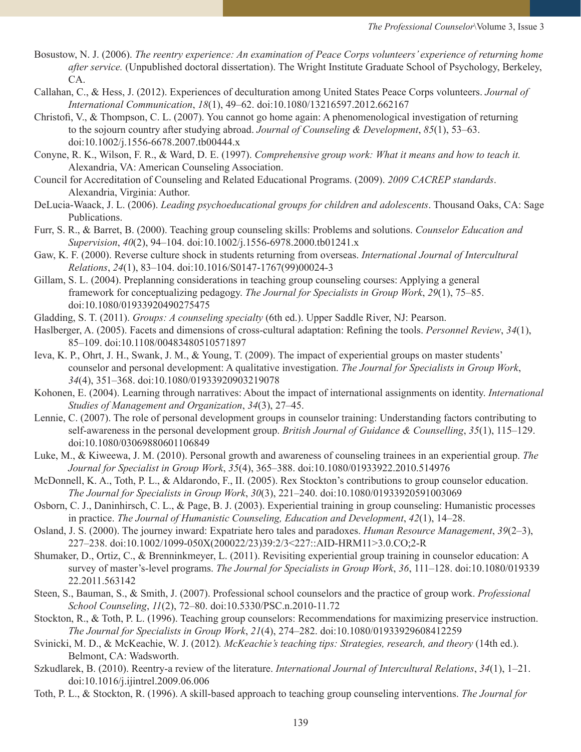Bosustow, N. J. (2006). *The reentry experience: An examination of Peace Corps volunteers' experience of returning home after service.* (Unpublished doctoral dissertation). The Wright Institute Graduate School of Psychology, Berkeley, CA.

Callahan, C., & Hess, J. (2012). Experiences of deculturation among United States Peace Corps volunteers. *Journal of International Communication*, *18*(1), 49–62. doi:10.1080/13216597.2012.662167

Christofi, V., & Thompson, C. L. (2007). You cannot go home again: A phenomenological investigation of returning to the sojourn country after studying abroad. *Journal of Counseling & Development*, *85*(1), 53–63. doi:10.1002/j.1556-6678.2007.tb00444.x

Conyne, R. K., Wilson, F. R., & Ward, D. E. (1997). *Comprehensive group work: What it means and how to teach it.* Alexandria, VA: American Counseling Association.

Council for Accreditation of Counseling and Related Educational Programs. (2009). *2009 CACREP standards*. Alexandria, Virginia: Author.

DeLucia-Waack, J. L. (2006). *Leading psychoeducational groups for children and adolescents*. Thousand Oaks, CA: Sage Publications.

Furr, S. R., & Barret, B. (2000). Teaching group counseling skills: Problems and solutions. *Counselor Education and Supervision*, *40*(2), 94–104. doi:10.1002/j.1556-6978.2000.tb01241.x

Gaw, K. F. (2000). Reverse culture shock in students returning from overseas. *International Journal of Intercultural Relations*, *24*(1), 83–104. doi:10.1016/S0147-1767(99)00024-3

Gillam, S. L. (2004). Preplanning considerations in teaching group counseling courses: Applying a general framework for conceptualizing pedagogy. *The Journal for Specialists in Group Work*, *29*(1), 75–85. doi:10.1080/01933920490275475

Gladding, S. T. (2011). *Groups: A counseling specialty* (6th ed.). Upper Saddle River, NJ: Pearson.

Haslberger, A. (2005). Facets and dimensions of cross-cultural adaptation: Refining the tools. *Personnel Review*, *34*(1), 85–109. doi:10.1108/00483480510571897

Ieva, K. P., Ohrt, J. H., Swank, J. M., & Young, T. (2009). The impact of experiential groups on master students' counselor and personal development: A qualitative investigation. *The Journal for Specialists in Group Work*, *34*(4), 351–368. doi:10.1080/01933920903219078

Kohonen, E. (2004). Learning through narratives: About the impact of international assignments on identity. *International Studies of Management and Organization*, *34*(3), 27–45.

Lennie, C. (2007). The role of personal development groups in counselor training: Understanding factors contributing to self-awareness in the personal development group. *British Journal of Guidance & Counselling*, *35*(1), 115–129. doi:10.1080/03069880601106849

Luke, M., & Kiweewa, J. M. (2010). Personal growth and awareness of counseling trainees in an experiential group. *The Journal for Specialist in Group Work*, *35*(4), 365–388. doi:10.1080/01933922.2010.514976

McDonnell, K. A., Toth, P. L., & Aldarondo, F., II. (2005). Rex Stockton's contributions to group counselor education. *The Journal for Specialists in Group Work*, *30*(3), 221–240. doi:10.1080/01933920591003069

Osborn, C. J., Daninhirsch, C. L., & Page, B. J. (2003). Experiential training in group counseling: Humanistic processes in practice. *The Journal of Humanistic Counseling, Education and Development*, *42*(1), 14–28.

Osland, J. S. (2000). The journey inward: Expatriate hero tales and paradoxes. *Human Resource Management*, *39*(2–3), 227–238. doi:10.1002/1099-050X(200022/23)39:2/3<227::AID-HRM11>3.0.CO;2-R

Shumaker, D., Ortiz, C., & Brenninkmeyer, L. (2011). Revisiting experiential group training in counselor education: A survey of master's-level programs. *The Journal for Specialists in Group Work*, *36*, 111–128. doi:10.1080/01933922.2011.563142

Steen, S., Bauman, S., & Smith, J. (2007). Professional school counselors and the practice of group work. *Professional School Counseling*, *11*(2), 72–80. doi:10.5330/PSC.n.2010-11.72

Stockton, R., & Toth, P. L. (1996). Teaching group counselors: Recommendations for maximizing preservice instruction. *The Journal for Specialists in Group Work*, *21*(4), 274–282. doi:10.1080/01933929608412259

Svinicki, M. D., & McKeachie, W. J. (2012). *McKeachie's teaching tips: Strategies, research, and theory* (14th ed.). Belmont, CA: Wadsworth.

Szkudlarek, B. (2010). Reentry-a review of the literature. *International Journal of Intercultural Relations*, *34*(1), 1–21. doi:10.1016/j.ijintrel.2009.06.006

Toth, P. L., & Stockton, R. (1996). A skill-based approach to teaching group counseling interventions. *The Journal for*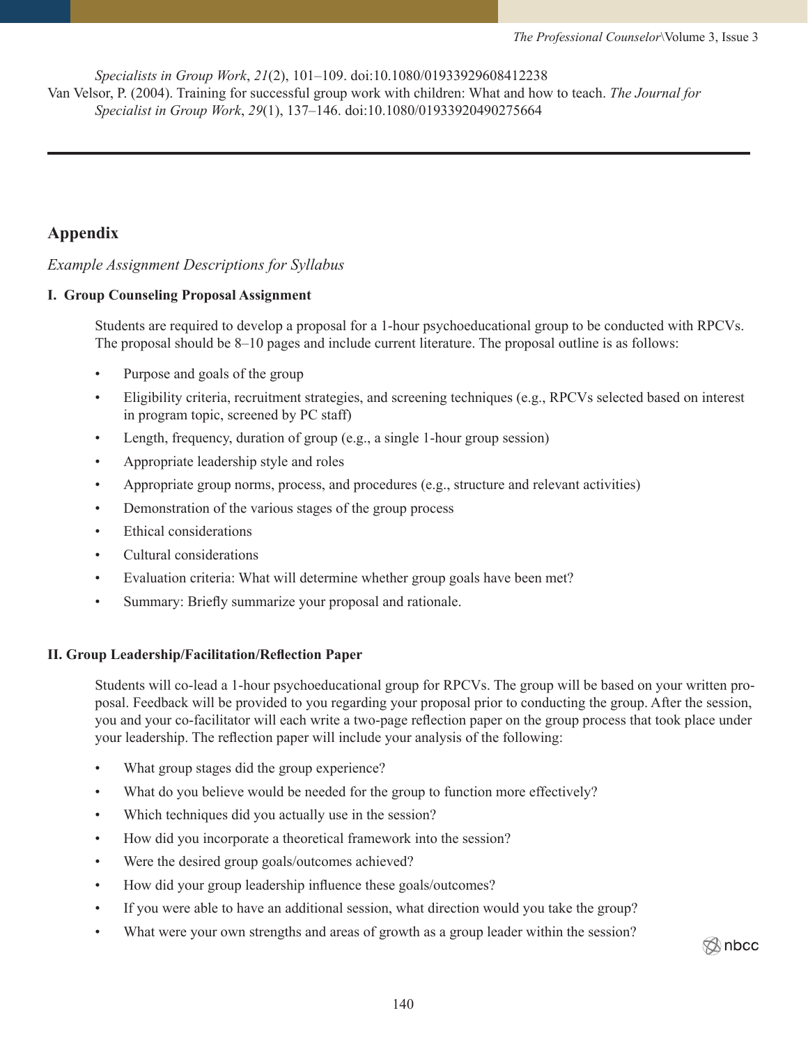*Specialists in Group Work*, *21*(2), 101–109. doi:10.1080/01933929608412238

Van Velsor, P. (2004). Training for successful group work with children: What and how to teach. *The Journal for Specialist in Group Work*, *29*(1), 137–146. doi:10.1080/01933920490275664

---

## Appendix

*Example Assignment Descriptions for Syllabus*

### I. Group Counseling Proposal Assignment

Students are required to develop a proposal for a 1-hour psychoeducational group to be conducted with RPCVs. The proposal should be 8–10 pages and include current literature. The proposal outline is as follows:

- Purpose and goals of the group
- Eligibility criteria, recruitment strategies, and screening techniques (e.g., RPCVs selected based on interest in program topic, screened by PC staff)
- Length, frequency, duration of group (e.g., a single 1-hour group session)
- Appropriate leadership style and roles
- Appropriate group norms, process, and procedures (e.g., structure and relevant activities)
- Demonstration of the various stages of the group process
- Ethical considerations
- Cultural considerations
- Evaluation criteria: What will determine whether group goals have been met?
- Summary: Briefly summarize your proposal and rationale.

### II. Group Leadership/Facilitation/Reflection Paper

Students will co-lead a 1-hour psychoeducational group for RPCVs. The group will be based on your written proposal. Feedback will be provided to you regarding your proposal prior to conducting the group. After the session, you and your co-facilitator will each write a two-page reflection paper on the group process that took place under your leadership. The reflection paper will include your analysis of the following:

- What group stages did the group experience?
- What do you believe would be needed for the group to function more effectively?
- Which techniques did you actually use in the session?
- How did you incorporate a theoretical framework into the session?
- Were the desired group goals/outcomes achieved?
- How did your group leadership influence these goals/outcomes?
- If you were able to have an additional session, what direction would you take the group?
- What were your own strengths and areas of growth as a group leader within the session?